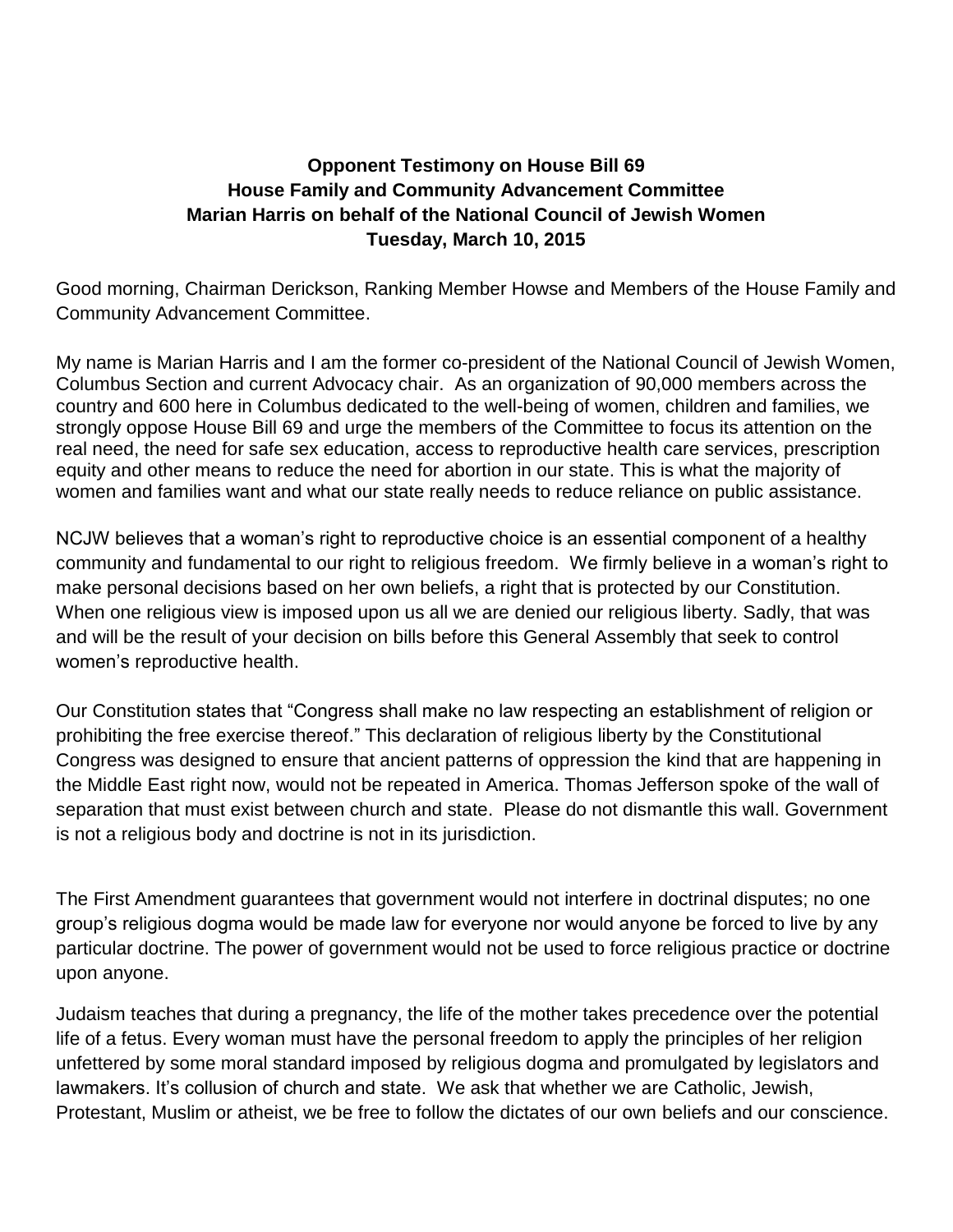**Opponent Testimony on House Bill 69**
**House Family and Community Advancement Committee**
**Marian Harris on behalf of the National Council of Jewish Women**
**Tuesday, March 10, 2015**

Good morning, Chairman Derickson, Ranking Member Howse and Members of the House Family and Community Advancement Committee.

My name is Marian Harris and I am the former co-president of the National Council of Jewish Women, Columbus Section and current Advocacy chair. As an organization of 90,000 members across the country and 600 here in Columbus dedicated to the well-being of women, children and families, we strongly oppose House Bill 69 and urge the members of the Committee to focus its attention on the real need, the need for safe sex education, access to reproductive health care services, prescription equity and other means to reduce the need for abortion in our state. This is what the majority of women and families want and what our state really needs to reduce reliance on public assistance.

NCJW believes that a woman's right to reproductive choice is an essential component of a healthy community and fundamental to our right to religious freedom. We firmly believe in a woman's right to make personal decisions based on her own beliefs, a right that is protected by our Constitution. When one religious view is imposed upon us all we are denied our religious liberty. Sadly, that was and will be the result of your decision on bills before this General Assembly that seek to control women's reproductive health.

Our Constitution states that "Congress shall make no law respecting an establishment of religion or prohibiting the free exercise thereof." This declaration of religious liberty by the Constitutional Congress was designed to ensure that ancient patterns of oppression the kind that are happening in the Middle East right now, would not be repeated in America. Thomas Jefferson spoke of the wall of separation that must exist between church and state. Please do not dismantle this wall. Government is not a religious body and doctrine is not in its jurisdiction.

The First Amendment guarantees that government would not interfere in doctrinal disputes; no one group's religious dogma would be made law for everyone nor would anyone be forced to live by any particular doctrine. The power of government would not be used to force religious practice or doctrine upon anyone.

Judaism teaches that during a pregnancy, the life of the mother takes precedence over the potential life of a fetus. Every woman must have the personal freedom to apply the principles of her religion unfettered by some moral standard imposed by religious dogma and promulgated by legislators and lawmakers. It's collusion of church and state. We ask that whether we are Catholic, Jewish, Protestant, Muslim or atheist, we be free to follow the dictates of our own beliefs and our conscience.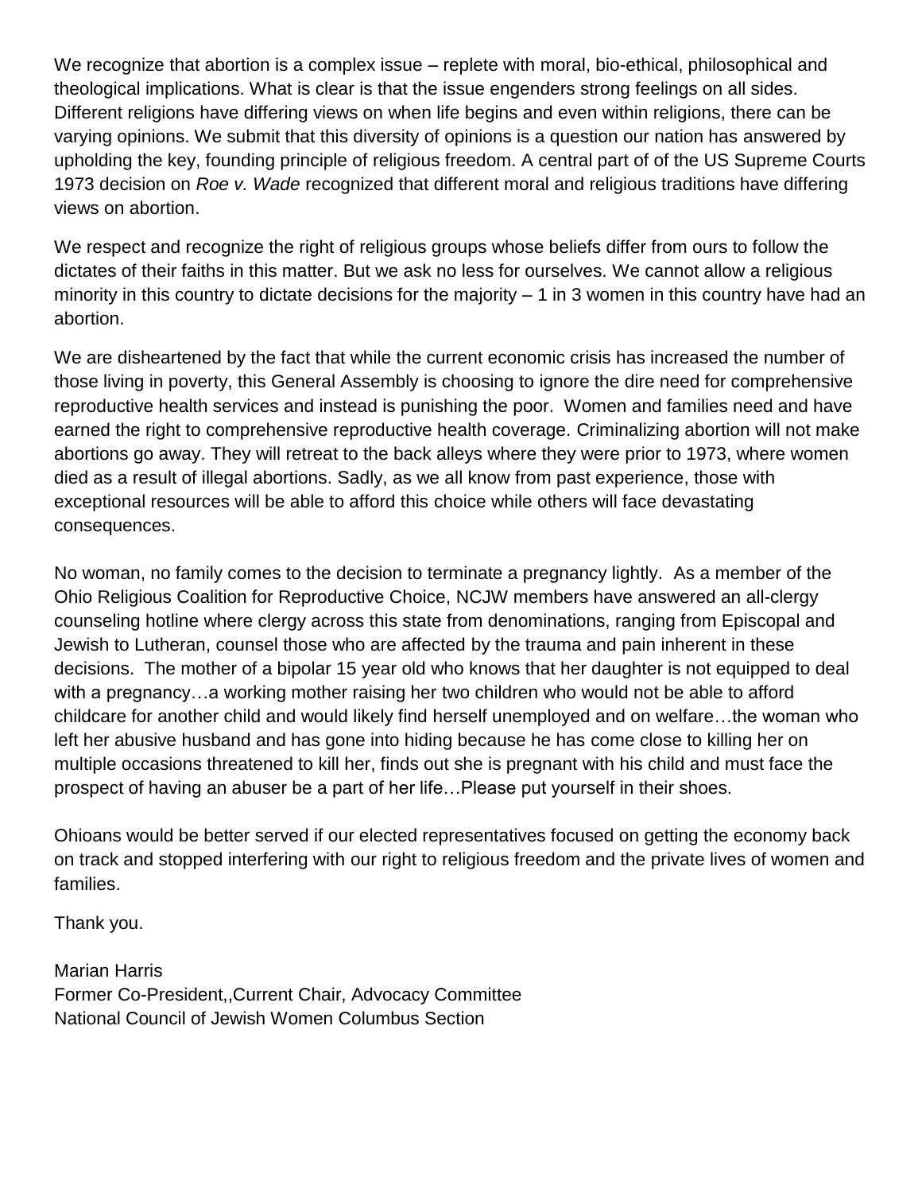We recognize that abortion is a complex issue – replete with moral, bio-ethical, philosophical and theological implications. What is clear is that the issue engenders strong feelings on all sides. Different religions have differing views on when life begins and even within religions, there can be varying opinions. We submit that this diversity of opinions is a question our nation has answered by upholding the key, founding principle of religious freedom. A central part of of the US Supreme Courts 1973 decision on *Roe v. Wade* recognized that different moral and religious traditions have differing views on abortion.

We respect and recognize the right of religious groups whose beliefs differ from ours to follow the dictates of their faiths in this matter. But we ask no less for ourselves. We cannot allow a religious minority in this country to dictate decisions for the majority – 1 in 3 women in this country have had an abortion.

We are disheartened by the fact that while the current economic crisis has increased the number of those living in poverty, this General Assembly is choosing to ignore the dire need for comprehensive reproductive health services and instead is punishing the poor. Women and families need and have earned the right to comprehensive reproductive health coverage. Criminalizing abortion will not make abortions go away. They will retreat to the back alleys where they were prior to 1973, where women died as a result of illegal abortions. Sadly, as we all know from past experience, those with exceptional resources will be able to afford this choice while others will face devastating consequences.

No woman, no family comes to the decision to terminate a pregnancy lightly. As a member of the Ohio Religious Coalition for Reproductive Choice, NCJW members have answered an all-clergy counseling hotline where clergy across this state from denominations, ranging from Episcopal and Jewish to Lutheran, counsel those who are affected by the trauma and pain inherent in these decisions. The mother of a bipolar 15 year old who knows that her daughter is not equipped to deal with a pregnancy…a working mother raising her two children who would not be able to afford childcare for another child and would likely find herself unemployed and on welfare…the woman who left her abusive husband and has gone into hiding because he has come close to killing her on multiple occasions threatened to kill her, finds out she is pregnant with his child and must face the prospect of having an abuser be a part of her life…Please put yourself in their shoes.

Ohioans would be better served if our elected representatives focused on getting the economy back on track and stopped interfering with our right to religious freedom and the private lives of women and families.

Thank you.

Marian Harris
Former Co-President,,Current Chair, Advocacy Committee
National Council of Jewish Women Columbus Section